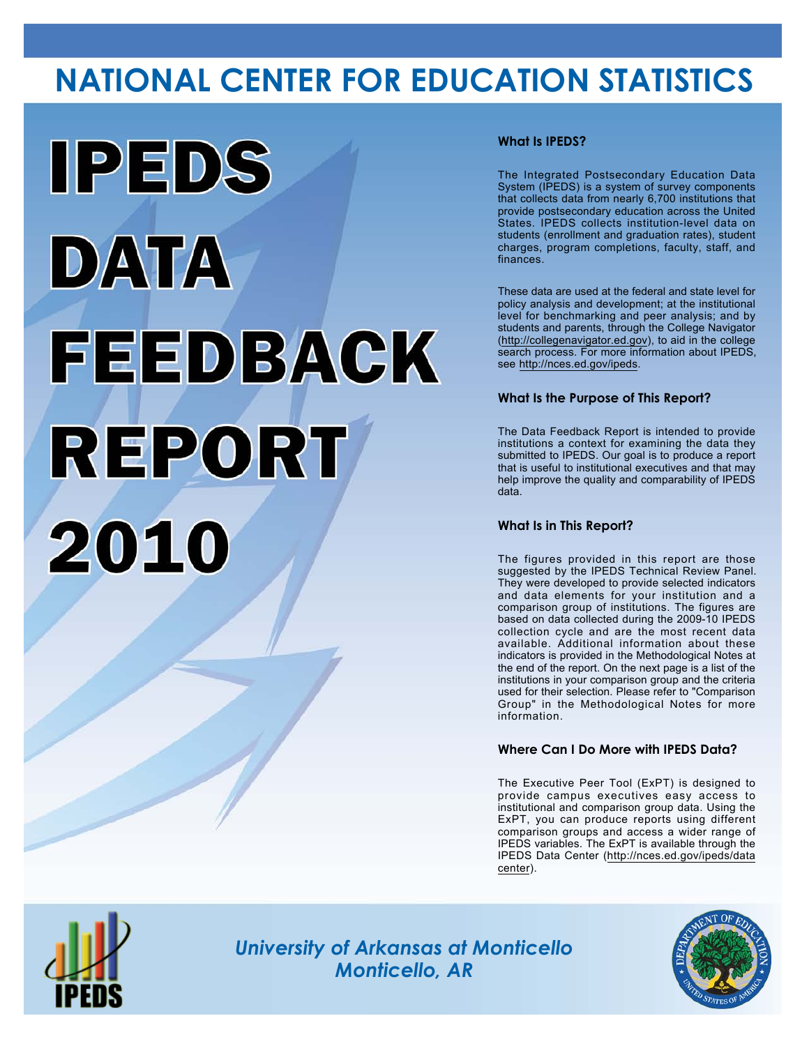# NATIONAL CENTER FOR EDUCATION STATISTICS

# IPEDS DATA FEEDBACK REPORT 2010

### What Is IPEDS?

The Integrated Postsecondary Education Data System (IPEDS) is a system of survey components that collects data from nearly 6,700 institutions that provide postsecondary education across the United States. IPEDS collects institution-level data on students (enrollment and graduation rates), student charges, program completions, faculty, staff, and finances.

These data are used at the federal and state level for policy analysis and development; at the institutional level for benchmarking and peer analysis; and by students and parents, through the College Navigator (http://collegenavigator.ed.gov), to aid in the college search process. For more information about IPEDS, see http://nces.ed.gov/ipeds.

### What Is the Purpose of This Report?

The Data Feedback Report is intended to provide institutions a context for examining the data they submitted to IPEDS. Our goal is to produce a report that is useful to institutional executives and that may help improve the quality and comparability of IPEDS data.

### What Is in This Report?

The figures provided in this report are those suggested by the IPEDS Technical Review Panel. They were developed to provide selected indicators and data elements for your institution and a comparison group of institutions. The figures are based on data collected during the 2009-10 IPEDS collection cycle and are the most recent data available. Additional information about these indicators is provided in the Methodological Notes at the end of the report. On the next page is a list of the institutions in your comparison group and the criteria used for their selection. Please refer to "Comparison Group" in the Methodological Notes for more information.

### Where Can I Do More with IPEDS Data?

The Executive Peer Tool (ExPT) is designed to provide campus executives easy access to institutional and comparison group data. Using the ExPT, you can produce reports using different comparison groups and access a wider range of IPEDS variables. The ExPT is available through the IPEDS Data Center (http://nces.ed.gov/ipeds/datacenter).

*University of Arkansas at Monticello*
*Monticello, AR*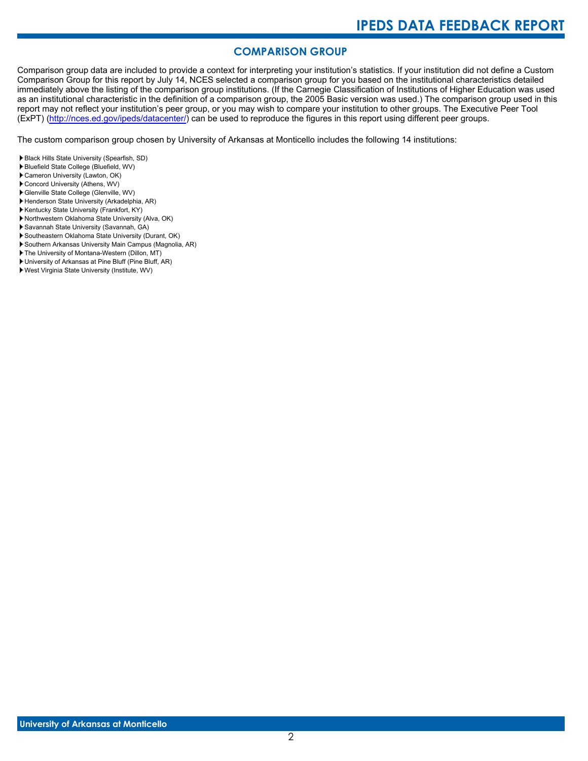## COMPARISON GROUP

Comparison group data are included to provide a context for interpreting your institution's statistics. If your institution did not define a Custom Comparison Group for this report by July 14, NCES selected a comparison group for you based on the institutional characteristics detailed immediately above the listing of the comparison group institutions. (If the Carnegie Classification of Institutions of Higher Education was used as an institutional characteristic in the definition of a comparison group, the 2005 Basic version was used.) The comparison group used in this report may not reflect your institution's peer group, or you may wish to compare your institution to other groups. The Executive Peer Tool (ExPT) (http://nces.ed.gov/ipeds/datacenter/) can be used to reproduce the figures in this report using different peer groups.

The custom comparison group chosen by University of Arkansas at Monticello includes the following 14 institutions:

- Black Hills State University (Spearfish, SD)
- Bluefield State College (Bluefield, WV)
- Cameron University (Lawton, OK)
- Concord University (Athens, WV)
- Glenville State College (Glenville, WV)
- Henderson State University (Arkadelphia, AR)
- Kentucky State University (Frankfort, KY)
- Northwestern Oklahoma State University (Alva, OK)
- Savannah State University (Savannah, GA)
- Southeastern Oklahoma State University (Durant, OK)
- Southern Arkansas University Main Campus (Magnolia, AR)
- The University of Montana-Western (Dillon, MT)
- University of Arkansas at Pine Bluff (Pine Bluff, AR)
- West Virginia State University (Institute, WV)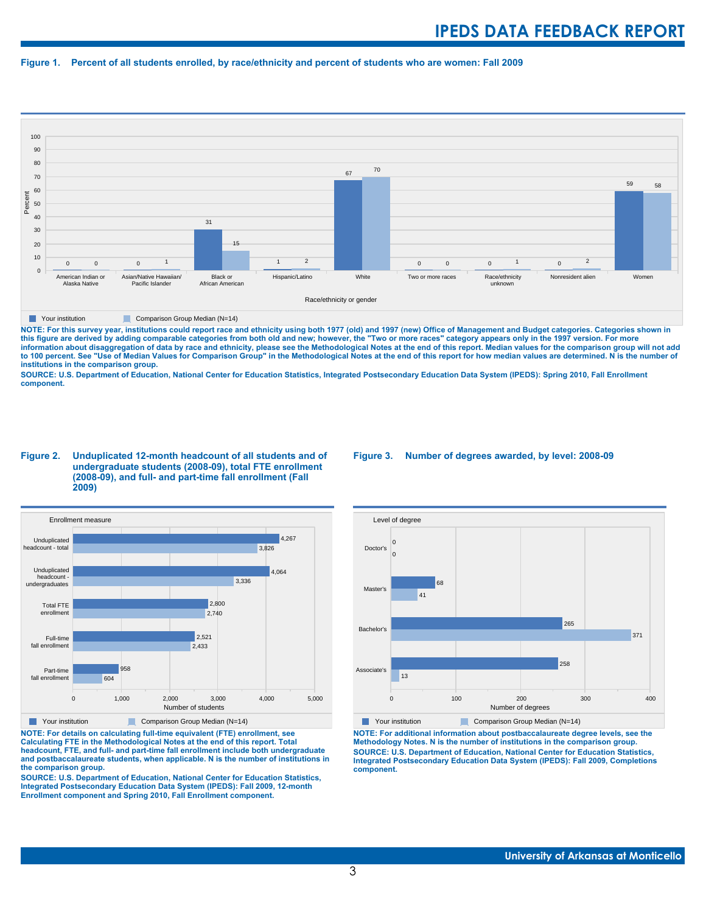**Figure 1. Percent of all students enrolled, by race/ethnicity and percent of students who are women: Fall 2009**

| Race/ethnicity or gender | Your institution | Comparison Group Median (N=14) |
|---|---|---|
| American Indian or Alaska Native | 0 | 0 |
| Asian/Native Hawaiian/ Pacific Islander | 0 | 1 |
| Black or African American | 31 | 15 |
| Hispanic/Latino | 1 | 2 |
| White | 67 | 70 |
| Two or more races | 0 | 0 |
| Race/ethnicity unknown | 0 | 1 |
| Nonresident alien | 0 | 2 |
| Women | 59 | 58 |

**NOTE: For this survey year, institutions could report race and ethnicity using both 1977 (old) and 1997 (new) Office of Management and Budget categories. Categories shown in this figure are derived by adding comparable categories from both old and new; however, the "Two or more races" category appears only in the 1997 version. For more information about disaggregation of data by race and ethnicity, please see the Methodological Notes at the end of this report. Median values for the comparison group will not add to 100 percent. See "Use of Median Values for Comparison Group" in the Methodological Notes at the end of this report for how median values are determined. N is the number of institutions in the comparison group.**

**SOURCE: U.S. Department of Education, National Center for Education Statistics, Integrated Postsecondary Education Data System (IPEDS): Spring 2010, Fall Enrollment component.**

**Figure 2. Unduplicated 12-month headcount of all students and of undergraduate students (2008-09), total FTE enrollment (2008-09), and full- and part-time fall enrollment (Fall 2009)**

| Enrollment measure | Your institution | Comparison Group Median (N=14) |
|---|---|---|
| Unduplicated headcount - total | 4,267 | 3,826 |
| Unduplicated headcount - undergraduates | 4,064 | 3,336 |
| Total FTE enrollment | 2,800 | 2,740 |
| Full-time fall enrollment | 2,521 | 2,433 |
| Part-time fall enrollment | 958 | 604 |

**NOTE: For details on calculating full-time equivalent (FTE) enrollment, see Calculating FTE in the Methodological Notes at the end of this report. Total headcount, FTE, and full- and part-time fall enrollment include both undergraduate and postbaccalaureate students, when applicable. N is the number of institutions in the comparison group.**

**SOURCE: U.S. Department of Education, National Center for Education Statistics, Integrated Postsecondary Education Data System (IPEDS): Fall 2009, 12-month Enrollment component and Spring 2010, Fall Enrollment component.**

**Figure 3. Number of degrees awarded, by level: 2008-09**

| Level of degree | Your institution | Comparison Group Median (N=14) |
|---|---|---|
| Doctor's | 0 | 0 |
| Master's | 68 | 41 |
| Bachelor's | 265 | 371 |
| Associate's | 258 | 13 |

**NOTE: For additional information about postbaccalaureate degree levels, see the Methodology Notes. N is the number of institutions in the comparison group.**

**SOURCE: U.S. Department of Education, National Center for Education Statistics, Integrated Postsecondary Education Data System (IPEDS): Fall 2009, Completions component.**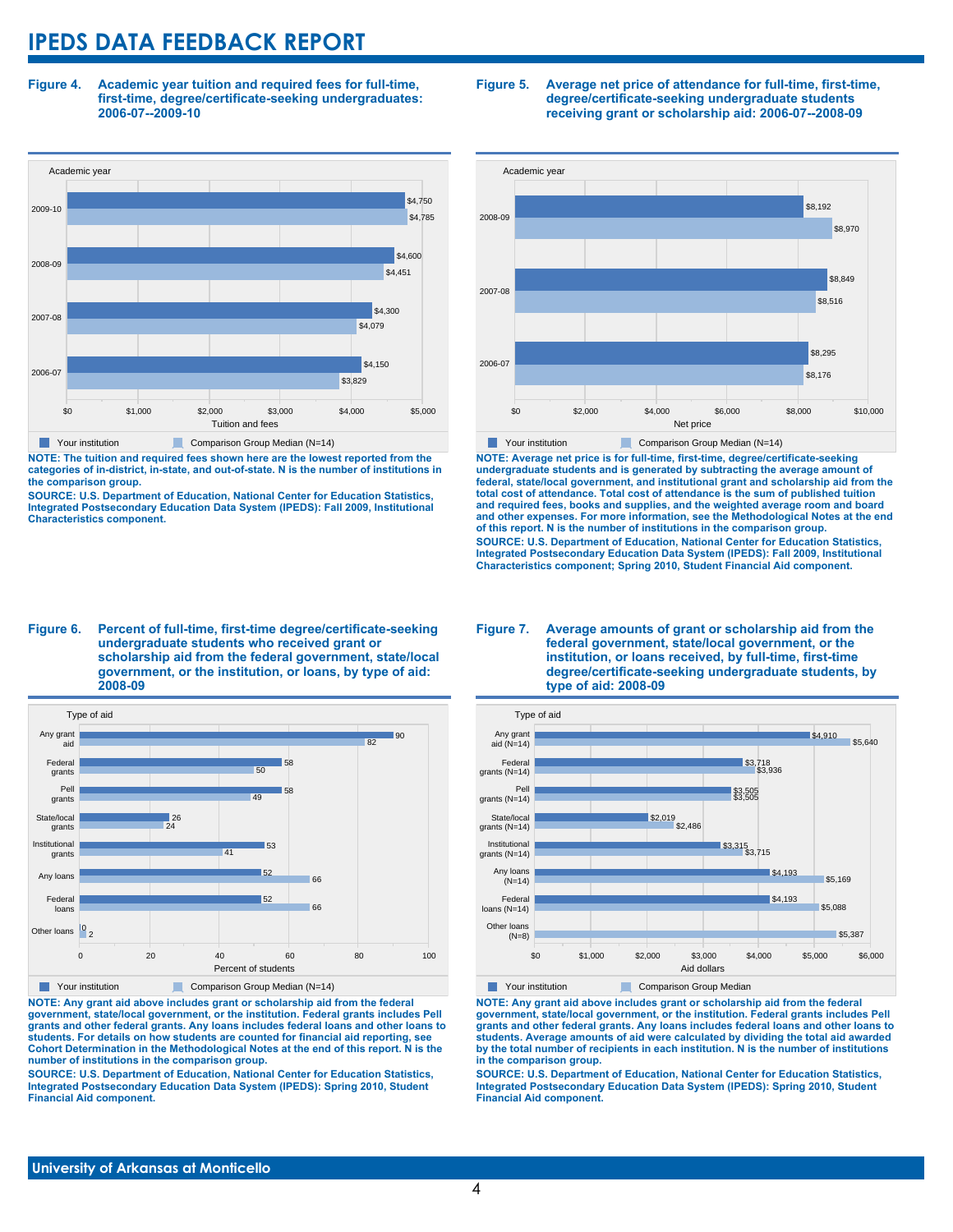**Figure 4. Academic year tuition and required fees for full-time, first-time, degree/certificate-seeking undergraduates: 2006-07--2009-10**

| Academic year | Your institution | Comparison Group Median (N=14) |
|---|---|---|
| 2009-10 | $4,750 | $4,785 |
| 2008-09 | $4,600 | $4,451 |
| 2007-08 | $4,300 | $4,079 |
| 2006-07 | $4,150 | $3,829 |

NOTE: The tuition and required fees shown here are the lowest reported from the categories of in-district, in-state, and out-of-state. N is the number of institutions in the comparison group.

SOURCE: U.S. Department of Education, National Center for Education Statistics, Integrated Postsecondary Education Data System (IPEDS): Fall 2009, Institutional Characteristics component.

**Figure 5. Average net price of attendance for full-time, first-time, degree/certificate-seeking undergraduate students receiving grant or scholarship aid: 2006-07--2008-09**

| Academic year | Your institution | Comparison Group Median (N=14) |
|---|---|---|
| 2008-09 | $8,192 | $8,970 |
| 2007-08 | $8,849 | $8,516 |
| 2006-07 | $8,295 | $8,176 |

NOTE: Average net price is for full-time, first-time, degree/certificate-seeking undergraduate students and is generated by subtracting the average amount of federal, state/local government, and institutional grant and scholarship aid from the total cost of attendance. Total cost of attendance is the sum of published tuition and required fees, books and supplies, and the weighted average room and board and other expenses. For more information, see the Methodological Notes at the end of this report. N is the number of institutions in the comparison group.

SOURCE: U.S. Department of Education, National Center for Education Statistics, Integrated Postsecondary Education Data System (IPEDS): Fall 2009, Institutional Characteristics component; Spring 2010, Student Financial Aid component.

**Figure 6. Percent of full-time, first-time degree/certificate-seeking undergraduate students who received grant or scholarship aid from the federal government, state/local government, or the institution, or loans, by type of aid: 2008-09**

| Type of aid | Your institution | Comparison Group Median (N=14) |
|---|---|---|
| Any grant aid | 90 | 82 |
| Federal grants | 58 | 50 |
| Pell grants | 58 | 49 |
| State/local grants | 26 | 24 |
| Institutional grants | 53 | 41 |
| Any loans | 52 | 66 |
| Federal loans | 52 | 66 |
| Other loans | 0 | 2 |

NOTE: Any grant aid above includes grant or scholarship aid from the federal government, state/local government, or the institution. Federal grants includes Pell grants and other federal grants. Any loans includes federal loans and other loans to students. For details on how students are counted for financial aid reporting, see Cohort Determination in the Methodological Notes at the end of this report. N is the number of institutions in the comparison group.

SOURCE: U.S. Department of Education, National Center for Education Statistics, Integrated Postsecondary Education Data System (IPEDS): Spring 2010, Student Financial Aid component.

**Figure 7. Average amounts of grant or scholarship aid from the federal government, state/local government, or the institution, or loans received, by full-time, first-time degree/certificate-seeking undergraduate students, by type of aid: 2008-09**

| Type of aid | Your institution | Comparison Group Median |
|---|---|---|
| Any grant aid (N=14) | $4,910 | $5,640 |
| Federal grants (N=14) | $3,718 | $3,936 |
| Pell grants (N=14) | $3,505 | $3,505 |
| State/local grants (N=14) | $2,019 | $2,486 |
| Institutional grants (N=14) | $3,315 | $3,715 |
| Any loans (N=14) | $4,193 | $5,169 |
| Federal loans (N=14) | $4,193 | $5,088 |
| Other loans (N=8) | | $5,387 |

NOTE: Any grant aid above includes grant or scholarship aid from the federal government, state/local government, or the institution. Federal grants includes Pell grants and other federal grants. Any loans includes federal loans and other loans to students. Average amounts of aid were calculated by dividing the total aid awarded by the total number of recipients in each institution. N is the number of institutions in the comparison group.

SOURCE: U.S. Department of Education, National Center for Education Statistics, Integrated Postsecondary Education Data System (IPEDS): Spring 2010, Student Financial Aid component.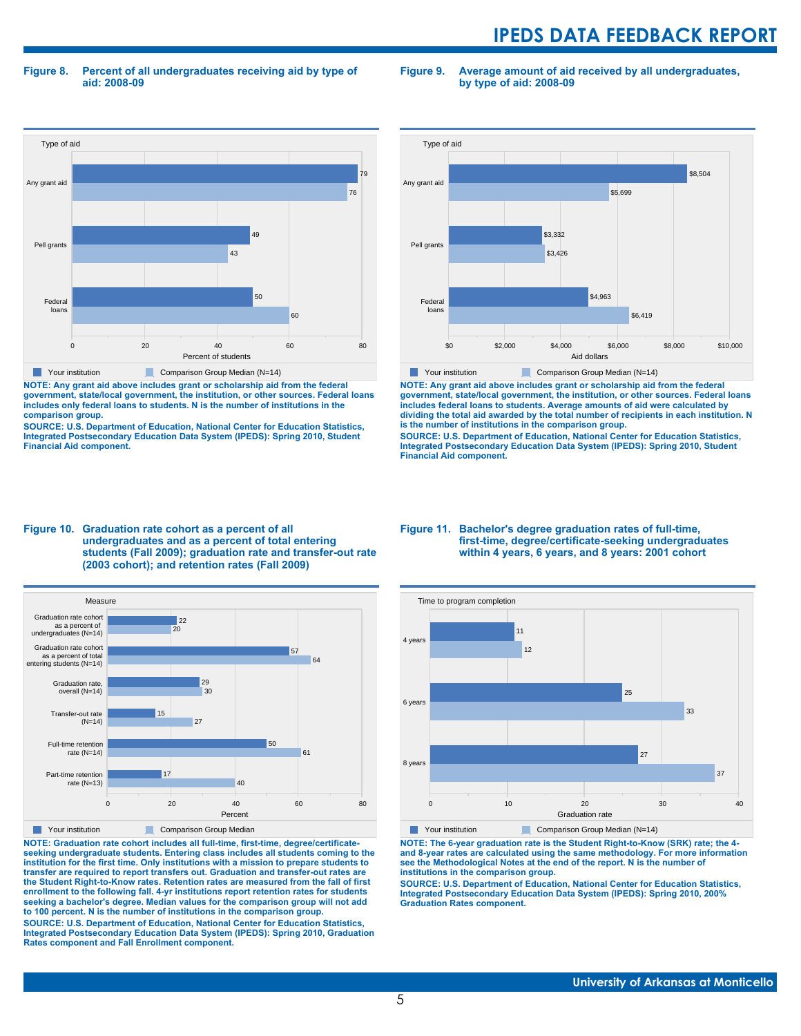### Figure 8. Percent of all undergraduates receiving aid by type of aid: 2008-09

| Type of aid | Your institution | Comparison Group Median (N=14) |
|---|---|---|
| Any grant aid | 79 | 76 |
| Pell grants | 49 | 43 |
| Federal loans | 50 | 60 |

Percent of students

NOTE: Any grant aid above includes grant or scholarship aid from the federal government, state/local government, the institution, or other sources. Federal loans includes only federal loans to students. N is the number of institutions in the comparison group.

SOURCE: U.S. Department of Education, National Center for Education Statistics, Integrated Postsecondary Education Data System (IPEDS): Spring 2010, Student Financial Aid component.

### Figure 9. Average amount of aid received by all undergraduates, by type of aid: 2008-09

| Type of aid | Your institution | Comparison Group Median (N=14) |
|---|---|---|
| Any grant aid | $8,504 | $5,699 |
| Pell grants | $3,332 | $3,426 |
| Federal loans | $4,963 | $6,419 |

Aid dollars

NOTE: Any grant aid above includes grant or scholarship aid from the federal government, state/local government, the institution, or other sources. Federal loans includes federal loans to students. Average amounts of aid were calculated by dividing the total aid awarded by the total number of recipients in each institution. N is the number of institutions in the comparison group.

SOURCE: U.S. Department of Education, National Center for Education Statistics, Integrated Postsecondary Education Data System (IPEDS): Spring 2010, Student Financial Aid component.

### Figure 10. Graduation rate cohort as a percent of all undergraduates and as a percent of total entering students (Fall 2009); graduation rate and transfer-out rate (2003 cohort); and retention rates (Fall 2009)

| Measure | Your institution | Comparison Group Median |
|---|---|---|
| Graduation rate cohort as a percent of undergraduates (N=14) | 22 | 20 |
| Graduation rate cohort as a percent of total entering students (N=14) | 57 | 64 |
| Graduation rate, overall (N=14) | 29 | 30 |
| Transfer-out rate (N=14) | 15 | 27 |
| Full-time retention rate (N=14) | 50 | 61 |
| Part-time retention rate (N=13) | 17 | 40 |

Percent

NOTE: Graduation rate cohort includes all full-time, first-time, degree/certificate-seeking undergraduate students. Entering class includes all students coming to the institution for the first time. Only institutions with a mission to prepare students to transfer are required to report transfers out. Graduation and transfer-out rates are the Student Right-to-Know rates. Retention rates are measured from the fall of first enrollment to the following fall. 4-yr institutions report retention rates for students seeking a bachelor's degree. Median values for the comparison group will not add to 100 percent. N is the number of institutions in the comparison group.

SOURCE: U.S. Department of Education, National Center for Education Statistics, Integrated Postsecondary Education Data System (IPEDS): Spring 2010, Graduation Rates component and Fall Enrollment component.

### Figure 11. Bachelor's degree graduation rates of full-time, first-time, degree/certificate-seeking undergraduates within 4 years, 6 years, and 8 years: 2001 cohort

| Time to program completion | Your institution | Comparison Group Median (N=14) |
|---|---|---|
| 4 years | 11 | 12 |
| 6 years | 25 | 33 |
| 8 years | 27 | 37 |

Graduation rate

NOTE: The 6-year graduation rate is the Student Right-to-Know (SRK) rate; the 4- and 8-year rates are calculated using the same methodology. For more information see the Methodological Notes at the end of the report. N is the number of institutions in the comparison group.

SOURCE: U.S. Department of Education, National Center for Education Statistics, Integrated Postsecondary Education Data System (IPEDS): Spring 2010, 200% Graduation Rates component.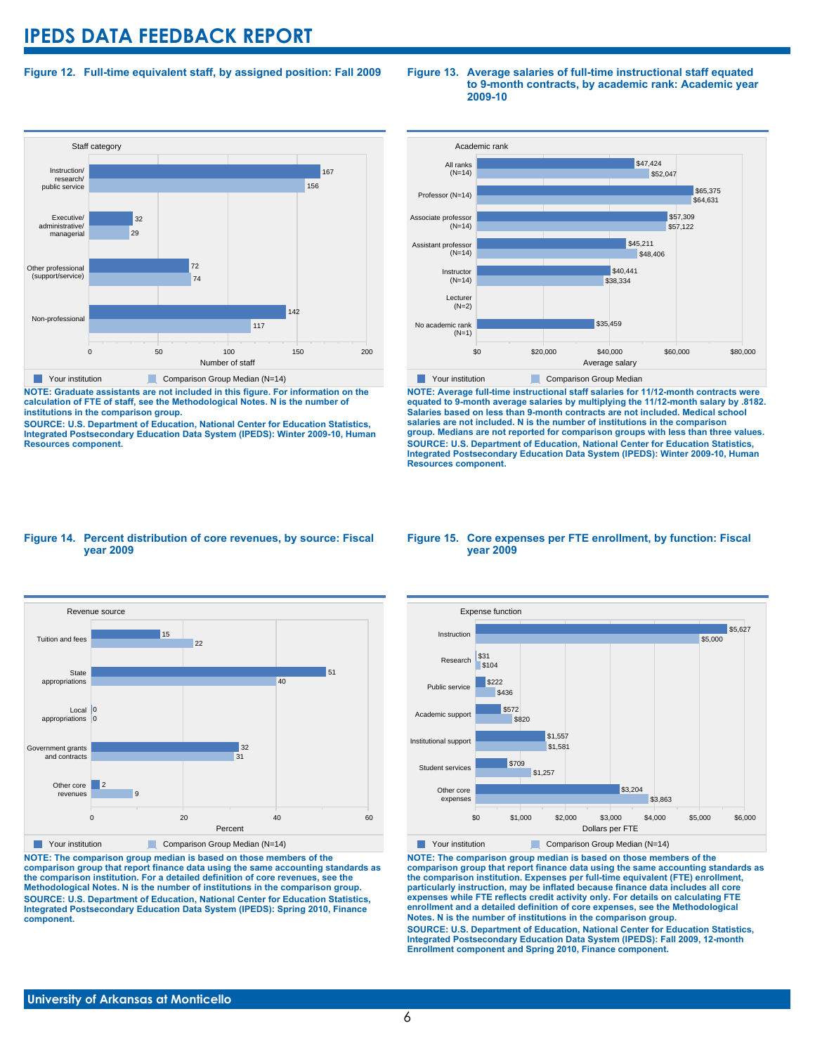# IPEDS DATA FEEDBACK REPORT

**Figure 12. Full-time equivalent staff, by assigned position: Fall 2009**

| Staff category | Your institution | Comparison Group Median (N=14) |
|---|---|---|
| Instruction/ research/ public service | 167 | 156 |
| Executive/ administrative/ managerial | 32 | 29 |
| Other professional (support/service) | 72 | 74 |
| Non-professional | 142 | 117 |

**NOTE: Graduate assistants are not included in this figure. For information on the calculation of FTE of staff, see the Methodological Notes. N is the number of institutions in the comparison group.**

**SOURCE: U.S. Department of Education, National Center for Education Statistics, Integrated Postsecondary Education Data System (IPEDS): Winter 2009-10, Human Resources component.**

**Figure 13. Average salaries of full-time instructional staff equated to 9-month contracts, by academic rank: Academic year 2009-10**

| Academic rank | Your institution | Comparison Group Median |
|---|---|---|
| All ranks (N=14) | $47,424 | $52,047 |
| Professor (N=14) | $65,375 | $64,631 |
| Associate professor (N=14) | $57,309 | $57,122 |
| Assistant professor (N=14) | $45,211 | $48,406 |
| Instructor (N=14) | $40,441 | $38,334 |
| Lecturer (N=2) | | |
| No academic rank (N=1) | $35,459 | |

**NOTE: Average full-time instructional staff salaries for 11/12-month contracts were equated to 9-month average salaries by multiplying the 11/12-month salary by .8182. Salaries based on less than 9-month contracts are not included. Medical school salaries are not included. N is the number of institutions in the comparison group. Medians are not reported for comparison groups with less than three values.**

**SOURCE: U.S. Department of Education, National Center for Education Statistics, Integrated Postsecondary Education Data System (IPEDS): Winter 2009-10, Human Resources component.**

**Figure 14. Percent distribution of core revenues, by source: Fiscal year 2009**

| Revenue source | Your institution | Comparison Group Median (N=14) |
|---|---|---|
| Tuition and fees | 15 | 22 |
| State appropriations | 51 | 40 |
| Local appropriations | 0 | 0 |
| Government grants and contracts | 32 | 31 |
| Other core revenues | 2 | 9 |

**NOTE: The comparison group median is based on those members of the comparison group that report finance data using the same accounting standards as the comparison institution. For a detailed definition of core revenues, see the Methodological Notes. N is the number of institutions in the comparison group.**

**SOURCE: U.S. Department of Education, National Center for Education Statistics, Integrated Postsecondary Education Data System (IPEDS): Spring 2010, Finance component.**

**Figure 15. Core expenses per FTE enrollment, by function: Fiscal year 2009**

| Expense function | Your institution | Comparison Group Median (N=14) |
|---|---|---|
| Instruction | $5,627 | $5,000 |
| Research | $31 | $104 |
| Public service | $222 | $436 |
| Academic support | $572 | $820 |
| Institutional support | $1,557 | $1,581 |
| Student services | $709 | $1,257 |
| Other core expenses | $3,204 | $3,863 |

**NOTE: The comparison group median is based on those members of the comparison group that report finance data using the same accounting standards as the comparison institution. Expenses per full-time equivalent (FTE) enrollment, particularly instruction, may be inflated because finance data includes all core expenses while FTE reflects credit activity only. For details on calculating FTE enrollment and a detailed definition of core expenses, see the Methodological Notes. N is the number of institutions in the comparison group.**

**SOURCE: U.S. Department of Education, National Center for Education Statistics, Integrated Postsecondary Education Data System (IPEDS): Fall 2009, 12-month Enrollment component and Spring 2010, Finance component.**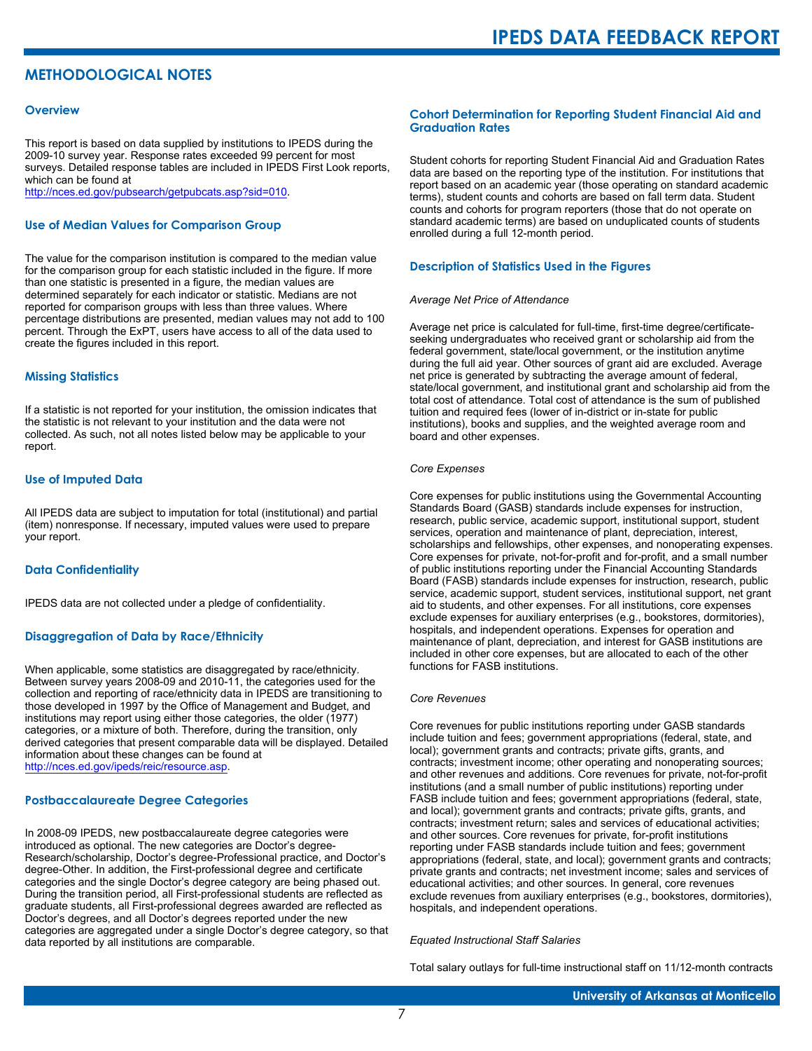# METHODOLOGICAL NOTES

## Overview

This report is based on data supplied by institutions to IPEDS during the 2009-10 survey year. Response rates exceeded 99 percent for most surveys. Detailed response tables are included in IPEDS First Look reports, which can be found at http://nces.ed.gov/pubsearch/getpubcats.asp?sid=010.

## Use of Median Values for Comparison Group

The value for the comparison institution is compared to the median value for the comparison group for each statistic included in the figure. If more than one statistic is presented in a figure, the median values are determined separately for each indicator or statistic. Medians are not reported for comparison groups with less than three values. Where percentage distributions are presented, median values may not add to 100 percent. Through the ExPT, users have access to all of the data used to create the figures included in this report.

## Missing Statistics

If a statistic is not reported for your institution, the omission indicates that the statistic is not relevant to your institution and the data were not collected. As such, not all notes listed below may be applicable to your report.

## Use of Imputed Data

All IPEDS data are subject to imputation for total (institutional) and partial (item) nonresponse. If necessary, imputed values were used to prepare your report.

## Data Confidentiality

IPEDS data are not collected under a pledge of confidentiality.

## Disaggregation of Data by Race/Ethnicity

When applicable, some statistics are disaggregated by race/ethnicity. Between survey years 2008-09 and 2010-11, the categories used for the collection and reporting of race/ethnicity data in IPEDS are transitioning to those developed in 1997 by the Office of Management and Budget, and institutions may report using either those categories, the older (1977) categories, or a mixture of both. Therefore, during the transition, only derived categories that present comparable data will be displayed. Detailed information about these changes can be found at http://nces.ed.gov/ipeds/reic/resource.asp.

## Postbaccalaureate Degree Categories

In 2008-09 IPEDS, new postbaccalaureate degree categories were introduced as optional. The new categories are Doctor's degree-Research/scholarship, Doctor's degree-Professional practice, and Doctor's degree-Other. In addition, the First-professional degree and certificate categories and the single Doctor's degree category are being phased out. During the transition period, all First-professional students are reflected as graduate students, all First-professional degrees awarded are reflected as Doctor's degrees, and all Doctor's degrees reported under the new categories are aggregated under a single Doctor's degree category, so that data reported by all institutions are comparable.

## Cohort Determination for Reporting Student Financial Aid and Graduation Rates

Student cohorts for reporting Student Financial Aid and Graduation Rates data are based on the reporting type of the institution. For institutions that report based on an academic year (those operating on standard academic terms), student counts and cohorts are based on fall term data. Student counts and cohorts for program reporters (those that do not operate on standard academic terms) are based on unduplicated counts of students enrolled during a full 12-month period.

## Description of Statistics Used in the Figures

*Average Net Price of Attendance*

Average net price is calculated for full-time, first-time degree/certificate-seeking undergraduates who received grant or scholarship aid from the federal government, state/local government, or the institution anytime during the full aid year. Other sources of grant aid are excluded. Average net price is generated by subtracting the average amount of federal, state/local government, and institutional grant and scholarship aid from the total cost of attendance. Total cost of attendance is the sum of published tuition and required fees (lower of in-district or in-state for public institutions), books and supplies, and the weighted average room and board and other expenses.

*Core Expenses*

Core expenses for public institutions using the Governmental Accounting Standards Board (GASB) standards include expenses for instruction, research, public service, academic support, institutional support, student services, operation and maintenance of plant, depreciation, interest, scholarships and fellowships, other expenses, and nonoperating expenses. Core expenses for private, not-for-profit and for-profit, and a small number of public institutions reporting under the Financial Accounting Standards Board (FASB) standards include expenses for instruction, research, public service, academic support, student services, institutional support, net grant aid to students, and other expenses. For all institutions, core expenses exclude expenses for auxiliary enterprises (e.g., bookstores, dormitories), hospitals, and independent operations. Expenses for operation and maintenance of plant, depreciation, and interest for GASB institutions are included in other core expenses, but are allocated to each of the other functions for FASB institutions.

*Core Revenues*

Core revenues for public institutions reporting under GASB standards include tuition and fees; government appropriations (federal, state, and local); government grants and contracts; private gifts, grants, and contracts; investment income; other operating and nonoperating sources; and other revenues and additions. Core revenues for private, not-for-profit institutions (and a small number of public institutions) reporting under FASB include tuition and fees; government appropriations (federal, state, and local); government grants and contracts; private gifts, grants, and contracts; investment return; sales and services of educational activities; and other sources. Core revenues for private, for-profit institutions reporting under FASB standards include tuition and fees; government appropriations (federal, state, and local); government grants and contracts; private grants and contracts; net investment income; sales and services of educational activities; and other sources. In general, core revenues exclude revenues from auxiliary enterprises (e.g., bookstores, dormitories), hospitals, and independent operations.

*Equated Instructional Staff Salaries*

Total salary outlays for full-time instructional staff on 11/12-month contracts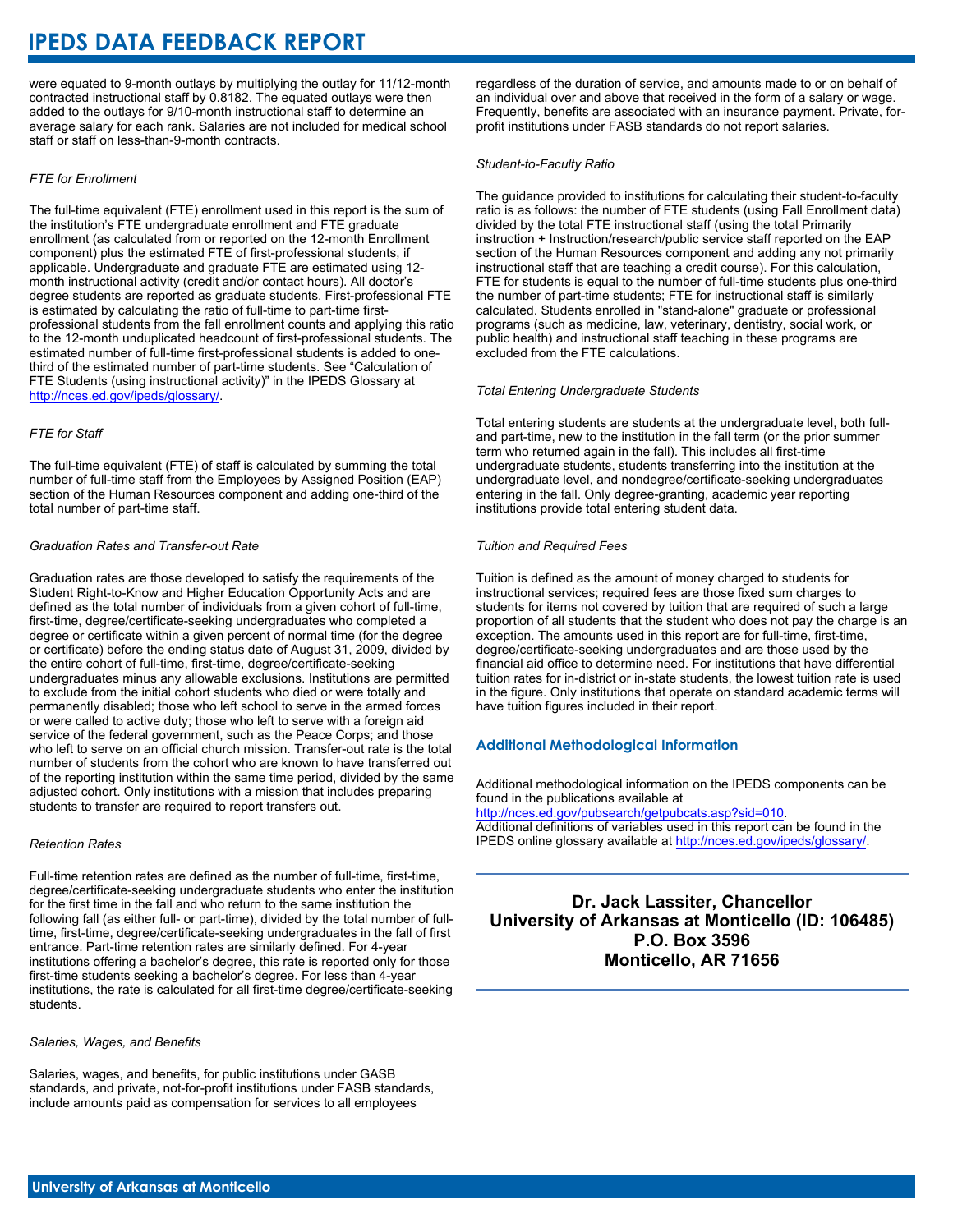were equated to 9-month outlays by multiplying the outlay for 11/12-month contracted instructional staff by 0.8182. The equated outlays were then added to the outlays for 9/10-month instructional staff to determine an average salary for each rank. Salaries are not included for medical school staff or staff on less-than-9-month contracts.

*FTE for Enrollment*

The full-time equivalent (FTE) enrollment used in this report is the sum of the institution's FTE undergraduate enrollment and FTE graduate enrollment (as calculated from or reported on the 12-month Enrollment component) plus the estimated FTE of first-professional students, if applicable. Undergraduate and graduate FTE are estimated using 12-month instructional activity (credit and/or contact hours). All doctor's degree students are reported as graduate students. First-professional FTE is estimated by calculating the ratio of full-time to part-time first-professional students from the fall enrollment counts and applying this ratio to the 12-month unduplicated headcount of first-professional students. The estimated number of full-time first-professional students is added to one-third of the estimated number of part-time students. See "Calculation of FTE Students (using instructional activity)" in the IPEDS Glossary at http://nces.ed.gov/ipeds/glossary/.

*FTE for Staff*

The full-time equivalent (FTE) of staff is calculated by summing the total number of full-time staff from the Employees by Assigned Position (EAP) section of the Human Resources component and adding one-third of the total number of part-time staff.

*Graduation Rates and Transfer-out Rate*

Graduation rates are those developed to satisfy the requirements of the Student Right-to-Know and Higher Education Opportunity Acts and are defined as the total number of individuals from a given cohort of full-time, first-time, degree/certificate-seeking undergraduates who completed a degree or certificate within a given percent of normal time (for the degree or certificate) before the ending status date of August 31, 2009, divided by the entire cohort of full-time, first-time, degree/certificate-seeking undergraduates minus any allowable exclusions. Institutions are permitted to exclude from the initial cohort students who died or were totally and permanently disabled; those who left school to serve in the armed forces or were called to active duty; those who left to serve with a foreign aid service of the federal government, such as the Peace Corps; and those who left to serve on an official church mission. Transfer-out rate is the total number of students from the cohort who are known to have transferred out of the reporting institution within the same time period, divided by the same adjusted cohort. Only institutions with a mission that includes preparing students to transfer are required to report transfers out.

*Retention Rates*

Full-time retention rates are defined as the number of full-time, first-time, degree/certificate-seeking undergraduate students who enter the institution for the first time in the fall and who return to the same institution the following fall (as either full- or part-time), divided by the total number of full-time, first-time, degree/certificate-seeking undergraduates in the fall of first entrance. Part-time retention rates are similarly defined. For 4-year institutions offering a bachelor's degree, this rate is reported only for those first-time students seeking a bachelor's degree. For less than 4-year institutions, the rate is calculated for all first-time degree/certificate-seeking students.

*Salaries, Wages, and Benefits*

Salaries, wages, and benefits, for public institutions under GASB standards, and private, not-for-profit institutions under FASB standards, include amounts paid as compensation for services to all employees regardless of the duration of service, and amounts made to or on behalf of an individual over and above that received in the form of a salary or wage. Frequently, benefits are associated with an insurance payment. Private, for-profit institutions under FASB standards do not report salaries.

*Student-to-Faculty Ratio*

The guidance provided to institutions for calculating their student-to-faculty ratio is as follows: the number of FTE students (using Fall Enrollment data) divided by the total FTE instructional staff (using the total Primarily instruction + Instruction/research/public service staff reported on the EAP section of the Human Resources component and adding any not primarily instructional staff that are teaching a credit course). For this calculation, FTE for students is equal to the number of full-time students plus one-third the number of part-time students; FTE for instructional staff is similarly calculated. Students enrolled in "stand-alone" graduate or professional programs (such as medicine, law, veterinary, dentistry, social work, or public health) and instructional staff teaching in these programs are excluded from the FTE calculations.

*Total Entering Undergraduate Students*

Total entering students are students at the undergraduate level, both full- and part-time, new to the institution in the fall term (or the prior summer term who returned again in the fall). This includes all first-time undergraduate students, students transferring into the institution at the undergraduate level, and nondegree/certificate-seeking undergraduates entering in the fall. Only degree-granting, academic year reporting institutions provide total entering student data.

*Tuition and Required Fees*

Tuition is defined as the amount of money charged to students for instructional services; required fees are those fixed sum charges to students for items not covered by tuition that are required of such a large proportion of all students that the student who does not pay the charge is an exception. The amounts used in this report are for full-time, first-time, degree/certificate-seeking undergraduates and are those used by the financial aid office to determine need. For institutions that have differential tuition rates for in-district or in-state students, the lowest tuition rate is used in the figure. Only institutions that operate on standard academic terms will have tuition figures included in their report.

## Additional Methodological Information

Additional methodological information on the IPEDS components can be found in the publications available at http://nces.ed.gov/pubsearch/getpubcats.asp?sid=010.
Additional definitions of variables used in this report can be found in the IPEDS online glossary available at http://nces.ed.gov/ipeds/glossary/.

**Dr. Jack Lassiter, Chancellor**
**University of Arkansas at Monticello (ID: 106485)**
**P.O. Box 3596**
**Monticello, AR 71656**